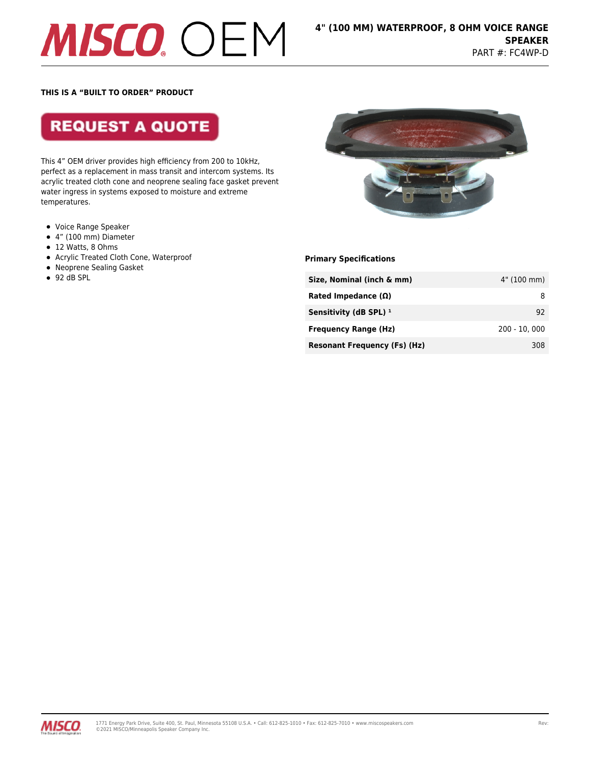# 4" (100 MM) WATERPROOF, 8 OHM VOICE RANGE SPEAKER

PART #: FC4WP-D

**THIS IS A "BUILT TO ORDER" PRODUCT**

REQUEST A QUOTE

This 4" OEM driver provides high efficiency from 200 to 10kHz, perfect as a replacement in mass transit and intercom systems. Its acrylic treated cloth cone and neoprene sealing face gasket prevent water ingress in systems exposed to moisture and extreme temperatures.

- Voice Range Speaker
- 4" (100 mm) Diameter
- 12 Watts, 8 Ohms
- Acrylic Treated Cloth Cone, Waterproof
- Neoprene Sealing Gasket
- 92 dB SPL

**Primary Specifications**

| | |
|---|---|
| **Size, Nominal (inch & mm)** | 4" (100 mm) |
| **Rated Impedance (Ω)** | 8 |
| **Sensitivity (dB SPL) [1]** | 92 |
| **Frequency Range (Hz)** | 200 - 10, 000 |
| **Resonant Frequency (Fs) (Hz)** | 308 |

1771 Energy Park Drive, Suite 400, St. Paul, Minnesota 55108 U.S.A. • Call: 612-825-1010 • Fax: 612-825-7010 • www.miscospeakers.com
©2021 MISCO/Minneapolis Speaker Company Inc.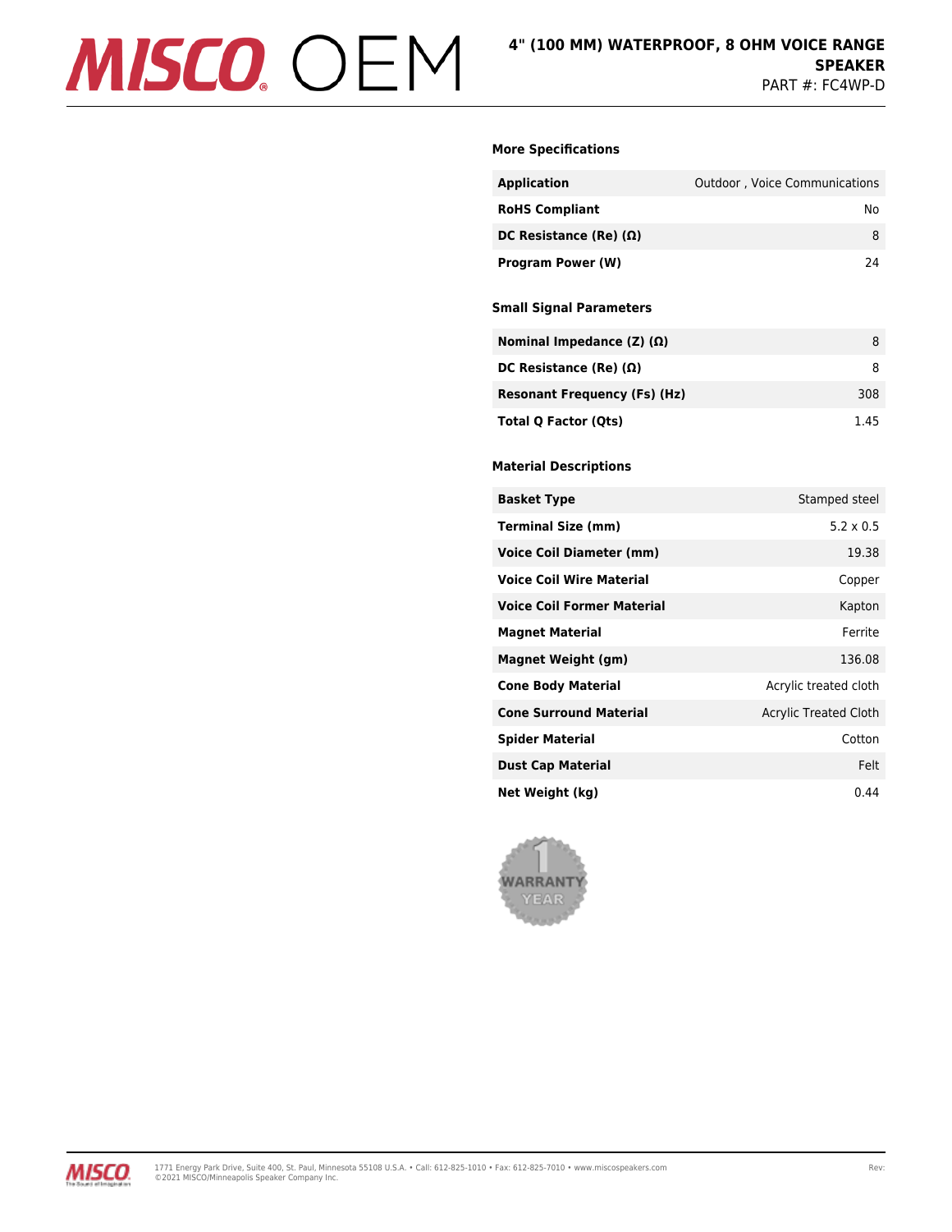**4" (100 MM) WATERPROOF, 8 OHM VOICE RANGE SPEAKER**

PART #: FC4WP-D

### More Specifications

| | |
|---|---|
| **Application** | Outdoor , Voice Communications |
| **RoHS Compliant** | No |
| **DC Resistance (Re) (Ω)** | 8 |
| **Program Power (W)** | 24 |

### Small Signal Parameters

| | |
|---|---|
| **Nominal Impedance (Z) (Ω)** | 8 |
| **DC Resistance (Re) (Ω)** | 8 |
| **Resonant Frequency (Fs) (Hz)** | 308 |
| **Total Q Factor (Qts)** | 1.45 |

### Material Descriptions

| | |
|---|---|
| **Basket Type** | Stamped steel |
| **Terminal Size (mm)** | 5.2 x 0.5 |
| **Voice Coil Diameter (mm)** | 19.38 |
| **Voice Coil Wire Material** | Copper |
| **Voice Coil Former Material** | Kapton |
| **Magnet Material** | Ferrite |
| **Magnet Weight (gm)** | 136.08 |
| **Cone Body Material** | Acrylic treated cloth |
| **Cone Surround Material** | Acrylic Treated Cloth |
| **Spider Material** | Cotton |
| **Dust Cap Material** | Felt |
| **Net Weight (kg)** | 0.44 |

1 WARRANTY YEAR